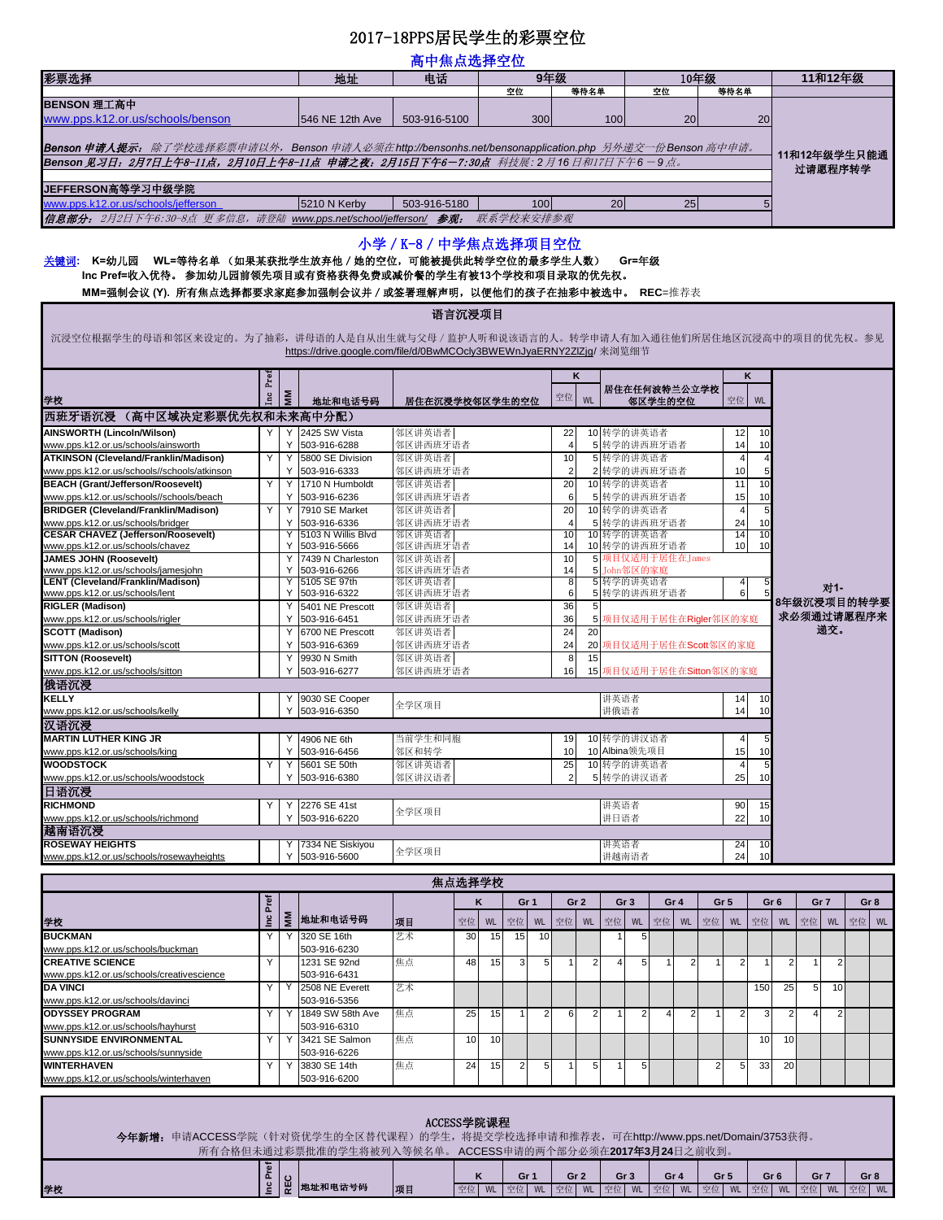# 2017-18PPS居民学生的彩票空位

## 高中焦点选择空位

| 彩票选择 | 地址 | 电话 | 9年级 | | 10年级 | | 11和12年级 |
|---|---|---|---|---|---|---|---|
| | | | 空位 | 等待名单 | 空位 | 等待名单 | |
| **BENSON 理工高中** www.pps.k12.or.us/schools/benson | 546 NE 12th Ave | 503-916-5100 | 300 | 100 | 20 | 20 | 11和12年级学生只能通过愿程序转学 |
| ***Benson 申请人提示：*** *除了学校选择彩票申请以外，Benson 申请人必须在http://bensonhs.net/bensonapplication.php 另外递交一份Benson 高中申请。* ***Benson 见习日：2月7日上午8-11点，2月10日上午8-11点 申请之夜：2月15日下午6－7:30点*** *科技展：2 月16 日和17日下午6 －9 点。* | | | | | | | |
| **JEFFERSON高等学习中级学院** www.pps.k12.or.us/schools/jefferson | 5210 N Kerby | 503-916-5180 | 100 | 20 | 25 | 5 | |
| ***信息部分：*** *2月2日下午6:30-8点 更多信息，请登陆 www.pps.net/school/jefferson/* ***参观：*** *联系学校来安排参观* | | | | | | | |

## 小学 / K-8 / 中学焦点选择项目空位

关键词: **K=幼儿园　WL=等待名单（如果某获批学生放弃他 / 她的空位，可能被提供此转学空位的最多学生人数）　Gr=年级**

**Inc Pref=收入优先。 参加幼儿园前领先项目或有资格获得免费或减价餐的学生有被13个学校和项目录取的优先权。**

**MM=强制会议 (Y). 所有焦点选择都要求家庭参加强制会议并 / 或签署理解声明，以便他们的孩子在抽彩中被选中。　REC**=推荐表

### 语言沉浸项目

沉浸空位根据学生的母语和邻区来设定的。为了抽彩，讲母语的人是自从出生就与父母 / 监护人听和说该语言的人。转学申请人有加入通往他们所居住地区沉浸高中的项目的优先权。参见 https://drive.google.com/file/d/0BwMCOcly3BWEWnJyaERNY2ZlZjg/ 来浏览细节

| 学校 | Inc Pref | MM | 地址和电话号码 | 居住在沉浸学校邻区学生的空位 | K 空位 | K WL | 居住在任何波特兰公立学校邻区学生的空位 | K 空位 | K WL | |
|---|---|---|---|---|---|---|---|---|---|---|
| **西班牙语沉浸（高中区域决定彩票优先权和未来高中分配）** | | | | | | | | | | |
| **AINSWORTH (Lincoln/Wilson)** | Y | Y | 2425 SW Vista | 邻区讲英语者 | 22 | 10 | 转学的讲英语者 | 12 | 10 | 对1-8年级沉浸项目的转学要求必须通过请愿程序来递交。 |
| www.pps.k12.or.us/schools/ainsworth | | Y | 503-916-6288 | 邻区讲西班牙语者 | 4 | 5 | 转学的讲西班牙语者 | 14 | 10 | |
| **ATKINSON (Cleveland/Franklin/Madison)** | Y | Y | 5800 SE Division | 邻区讲英语者 | 10 | 5 | 转学的讲英语者 | 4 | 4 | |
| www.pps.k12.or.us/schools//schools/atkinson | | Y | 503-916-6333 | 邻区讲西班牙语者 | 2 | 2 | 转学的讲西班牙语者 | 10 | 5 | |
| **BEACH (Grant/Jefferson/Roosevelt)** | Y | Y | 1710 N Humboldt | 邻区讲英语者 | 20 | 10 | 转学的讲英语者 | 11 | 10 | |
| www.pps.k12.or.us/schools/schools/beach | | Y | 503-916-6236 | 邻区讲西班牙语者 | 6 | 5 | 转学的讲西班牙语者 | 15 | 10 | |
| **BRIDGER (Cleveland/Franklin/Madison)** | Y | Y | 7910 SE Market | 邻区讲英语者 | 20 | 10 | 转学的讲英语者 | 4 | 5 | |
| www.pps.k12.or.us/schools/bridger | | Y | 503-916-6336 | 邻区讲西班牙语者 | 4 | 5 | 转学的讲西班牙语者 | 24 | 10 | |
| **CESAR CHAVEZ (Jefferson/Roosevelt)** | | Y | 5103 N Willis Blvd | 邻区讲英语者 | 10 | 10 | 转学的讲英语者 | 14 | 10 | |
| www.pps.k12.or.us/schools/chavez | | Y | 503-916-5666 | 邻区讲西班牙语者 | 14 | 10 | 转学的讲西班牙语者 | 10 | 10 | |
| **JAMES JOHN (Roosevelt)** | | Y | 7439 N Charleston | 邻区讲英语者 | 10 | 5 | 项目仅适用于居住在James John邻区的家庭 | | | |
| www.pps.k12.or.us/schools/jamesjohn | | Y | 503-916-6266 | 邻区讲西班牙语者 | 14 | 5 | | | | |
| **LENT (Cleveland/Franklin/Madison)** | | Y | 5105 SE 97th | 邻区讲英语者 | 8 | 5 | 转学的讲英语者 | 4 | 5 | |
| www.pps.k12.or.us/schools/lent | | Y | 503-916-6322 | 邻区讲西班牙语者 | 6 | 5 | 转学的讲西班牙语者 | 6 | 5 | |
| **RIGLER (Madison)** | | Y | 5401 NE Prescott | 邻区讲英语者 | 36 | 5 | | | | |
| www.pps.k12.or.us/schools/rigler | | Y | 503-916-6451 | 邻区讲西班牙语者 | 36 | 5 | 项目仅适用于居住在Rigler邻区的家庭 | | | |
| **SCOTT (Madison)** | | Y | 6700 NE Prescott | 邻区讲英语者 | 24 | 20 | | | | |
| www.pps.k12.or.us/schools/scott | | Y | 503-916-6369 | 邻区讲西班牙语者 | 24 | 20 | 项目仅适用于居住在Scott邻区的家庭 | | | |
| **SITTON (Roosevelt)** | | Y | 9930 N Smith | 邻区讲英语者 | 8 | 15 | | | | |
| www.pps.k12.or.us/schools/sitton | | Y | 503-916-6277 | 邻区讲西班牙语者 | 16 | 15 | 项目仅适用于居住在Sitton邻区的家庭 | | | |
| **俄语沉浸** | | | | | | | | | | |
| **KELLY** | | Y | 9030 SE Cooper | 全学区项目 | | | 讲英语者 | 14 | 10 | |
| www.pps.k12.or.us/schools/kelly | | Y | 503-916-6350 | | | | 讲俄语者 | 14 | 10 | |
| **汉语沉浸** | | | | | | | | | | |
| **MARTIN LUTHER KING JR** | | Y | 4906 NE 6th | 当前学生和同胞 | 19 | 10 | 转学的讲汉语者 | 4 | 5 | |
| www.pps.k12.or.us/schools/king | | Y | 503-916-6456 | 邻区和转学 | 10 | 10 | Albina领先项目 | 15 | 10 | |
| **WOODSTOCK** | Y | Y | 5601 SE 50th | 邻区讲英语者 | 25 | 10 | 转学的讲英语者 | 4 | 5 | |
| www.pps.k12.or.us/schools/woodstock | | Y | 503-916-6380 | 邻区讲汉语者 | 2 | 5 | 转学的讲汉语者 | 25 | 10 | |
| **日语沉浸** | | | | | | | | | | |
| **RICHMOND** | Y | Y | 2276 SE 41st | 全学区项目 | | | 讲英语者 | 90 | 15 | |
| www.pps.k12.or.us/schools/richmond | | Y | 503-916-6220 | | | | 讲日语者 | 22 | 10 | |
| **越南语沉浸** | | | | | | | | | | |
| **ROSEWAY HEIGHTS** | | Y | 7334 NE Siskiyou | 全学区项目 | | | 讲英语者 | 24 | 10 | |
| www.pps.k12.or.us/schools/rosewayheights | | Y | 503-916-5600 | | | | 讲越南语者 | 24 | 10 | |

### 焦点选择学校

| 学校 | Inc Pref | MM | 地址和电话号码 | 项目 | K 空位 | K WL | Gr 1 空位 | Gr 1 WL | Gr 2 空位 | Gr 2 WL | Gr 3 空位 | Gr 3 WL | Gr 4 空位 | Gr 4 WL | Gr 5 空位 | Gr 5 WL | Gr 6 空位 | Gr 6 WL | Gr 7 空位 | Gr 7 WL | Gr 8 空位 | Gr 8 WL |
|---|---|---|---|---|---|---|---|---|---|---|---|---|---|---|---|---|---|---|---|---|---|---|
| **BUCKMAN** www.pps.k12.or.us/schools/buckman | Y | Y | 320 SE 16th 503-916-6230 | 艺术 | 30 | 15 | 15 | 10 | | | 1 | 5 | | | | | | | | | | |
| **CREATIVE SCIENCE** www.pps.k12.or.us/schools/creativescience | Y | | 1231 SE 92nd 503-916-6431 | 焦点 | 48 | 15 | 3 | 5 | 1 | 2 | 4 | 5 | 1 | 2 | 1 | 2 | 1 | 2 | 1 | 2 | | |
| **DA VINCI** www.pps.k12.or.us/schools/davinci | Y | Y | 2508 NE Everett 503-916-5356 | 艺术 | | | | | | | | | | | | | 150 | 25 | 5 | 10 | | |
| **ODYSSEY PROGRAM** www.pps.k12.or.us/schools/hayhurst | Y | Y | 1849 SW 58th Ave 503-916-6310 | 焦点 | 25 | 15 | 1 | 2 | 6 | 2 | 1 | 2 | 4 | 2 | 1 | 2 | 3 | 2 | 4 | 2 | | |
| **SUNNYSIDE ENVIRONMENTAL** www.pps.k12.or.us/schools/sunnyside | Y | Y | 3421 SE Salmon 503-916-6226 | 焦点 | 10 | 10 | | | | | | | | | | | 10 | 10 | | | | |
| **WINTERHAVEN** www.pps.k12.or.us/schools/winterhaven | Y | Y | 3830 SE 14th 503-916-6200 | 焦点 | 24 | 15 | 2 | 5 | 1 | 5 | 1 | 5 | | | 2 | 5 | 33 | 20 | | | | |

### ACCESS学院课程

**今年新增：**申请ACCESS学院（针对资优学生的全区替代课程）的学生，将提交学校选择申请和推荐表，可在http://www.pps.net/Domain/3753获得。

所有合格但未通过彩票批准的学生将被列入等候名单。ACCESS申请的两个部分必须在**2017年3月24日**之前收到。

| 学校 | Inc Pref | REC | 地址和电话号码 | 项目 | K 空位 | K WL | Gr 1 空位 | Gr 1 WL | Gr 2 空位 | Gr 2 WL | Gr 3 空位 | Gr 3 WL | Gr 4 空位 | Gr 4 WL | Gr 5 空位 | Gr 5 WL | Gr 6 空位 | Gr 6 WL | Gr 7 空位 | Gr 7 WL | Gr 8 空位 | Gr 8 WL |
|---|---|---|---|---|---|---|---|---|---|---|---|---|---|---|---|---|---|---|---|---|---|---|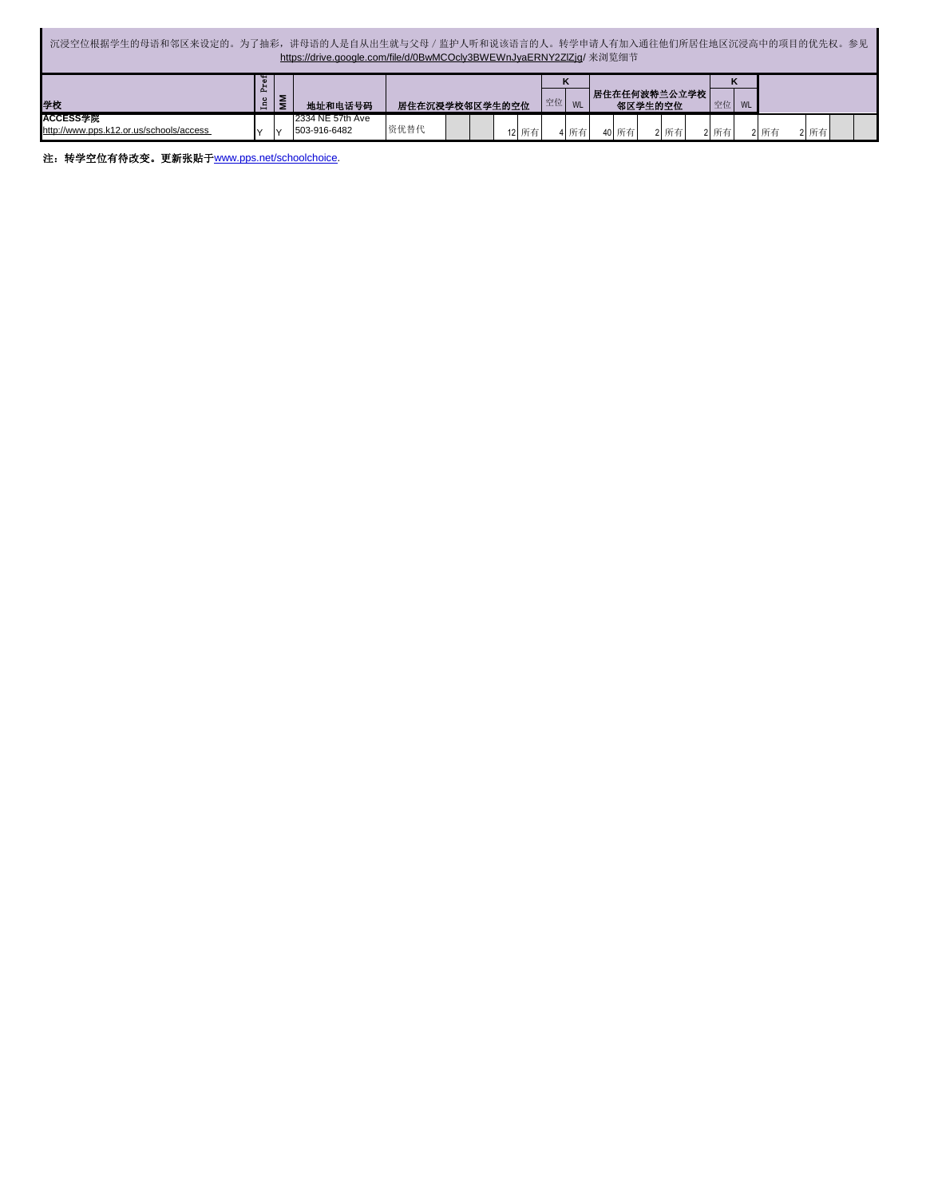沉浸空位根据学生的母语和邻区来设定的。为了抽彩，讲母语的人是自从出生就与父母 / 监护人听和说该语言的人。转学申请人有加入通往他们所居住地区沉浸高中的项目的优先权。参见 https://drive.google.com/file/d/0BwMCOcly3BWEWnJyaERNY2ZlZjg/ 来浏览细节

| 学校 | Inc Pref | MM | 地址和电话号码 | 居住在沉浸学校邻区学生的空位 | | | | | K 空位 | K WL | 居住在任何波特兰公立学校邻区学生的空位 | | | | | K 空位 | K WL | | | | |
|---|---|---|---|---|---|---|---|---|---|---|---|---|---|---|---|---|---|---|---|---|---|
| **ACCESS学院** http://www.pps.k12.or.us/schools/access | Y | Y | 2334 NE 57th Ave 503-916-6482 | 资优替代 | | | 12 | 所有 | 4 | 所有 | 40 | 所有 | 2 | 所有 | 2 | 所有 | 2 | 所有 | 2 | 所有 | |

**注：转学空位有待改变。更新张贴于**www.pps.net/schoolchoice.